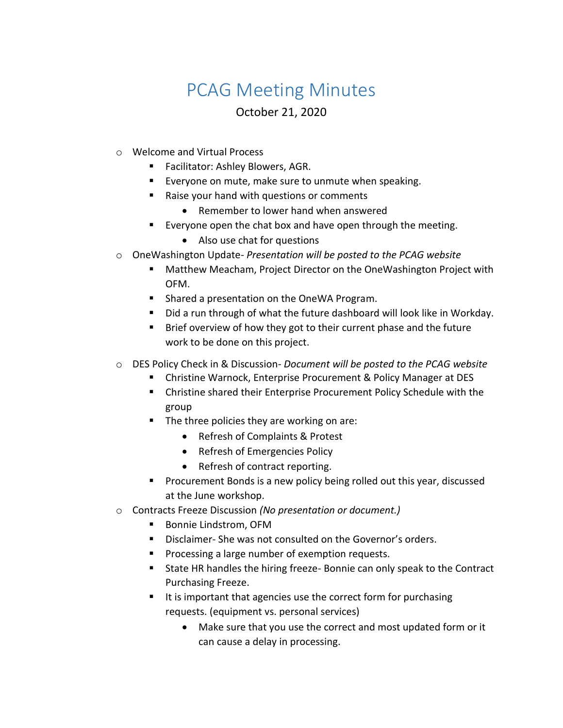# PCAG Meeting Minutes

October 21, 2020

- Welcome and Virtual Process
  - Facilitator: Ashley Blowers, AGR.
  - Everyone on mute, make sure to unmute when speaking.
  - Raise your hand with questions or comments
    - Remember to lower hand when answered
  - Everyone open the chat box and have open through the meeting.
    - Also use chat for questions
- OneWashington Update- *Presentation will be posted to the PCAG website*
  - Matthew Meacham, Project Director on the OneWashington Project with OFM.
  - Shared a presentation on the OneWA Program.
  - Did a run through of what the future dashboard will look like in Workday.
  - Brief overview of how they got to their current phase and the future work to be done on this project.
- DES Policy Check in & Discussion- *Document will be posted to the PCAG website*
  - Christine Warnock, Enterprise Procurement & Policy Manager at DES
  - Christine shared their Enterprise Procurement Policy Schedule with the group
  - The three policies they are working on are:
    - Refresh of Complaints & Protest
    - Refresh of Emergencies Policy
    - Refresh of contract reporting.
  - Procurement Bonds is a new policy being rolled out this year, discussed at the June workshop.
- Contracts Freeze Discussion *(No presentation or document.)*
  - Bonnie Lindstrom, OFM
  - Disclaimer- She was not consulted on the Governor's orders.
  - Processing a large number of exemption requests.
  - State HR handles the hiring freeze- Bonnie can only speak to the Contract Purchasing Freeze.
  - It is important that agencies use the correct form for purchasing requests. (equipment vs. personal services)
    - Make sure that you use the correct and most updated form or it can cause a delay in processing.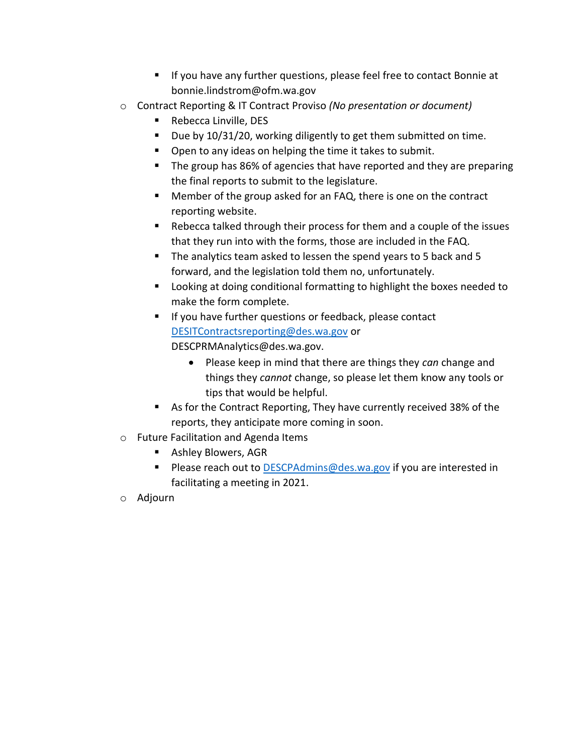- If you have any further questions, please feel free to contact Bonnie at bonnie.lindstrom@ofm.wa.gov
- Contract Reporting & IT Contract Proviso *(No presentation or document)*
    - Rebecca Linville, DES
    - Due by 10/31/20, working diligently to get them submitted on time.
    - Open to any ideas on helping the time it takes to submit.
    - The group has 86% of agencies that have reported and they are preparing the final reports to submit to the legislature.
    - Member of the group asked for an FAQ, there is one on the contract reporting website.
    - Rebecca talked through their process for them and a couple of the issues that they run into with the forms, those are included in the FAQ.
    - The analytics team asked to lessen the spend years to 5 back and 5 forward, and the legislation told them no, unfortunately.
    - Looking at doing conditional formatting to highlight the boxes needed to make the form complete.
    - If you have further questions or feedback, please contact DESITContractsreporting@des.wa.gov or DESCPRMAnalytics@des.wa.gov.
        - Please keep in mind that there are things they *can* change and things they *cannot* change, so please let them know any tools or tips that would be helpful.
    - As for the Contract Reporting, They have currently received 38% of the reports, they anticipate more coming in soon.
- Future Facilitation and Agenda Items
    - Ashley Blowers, AGR
    - Please reach out to DESCPAdmins@des.wa.gov if you are interested in facilitating a meeting in 2021.
- Adjourn